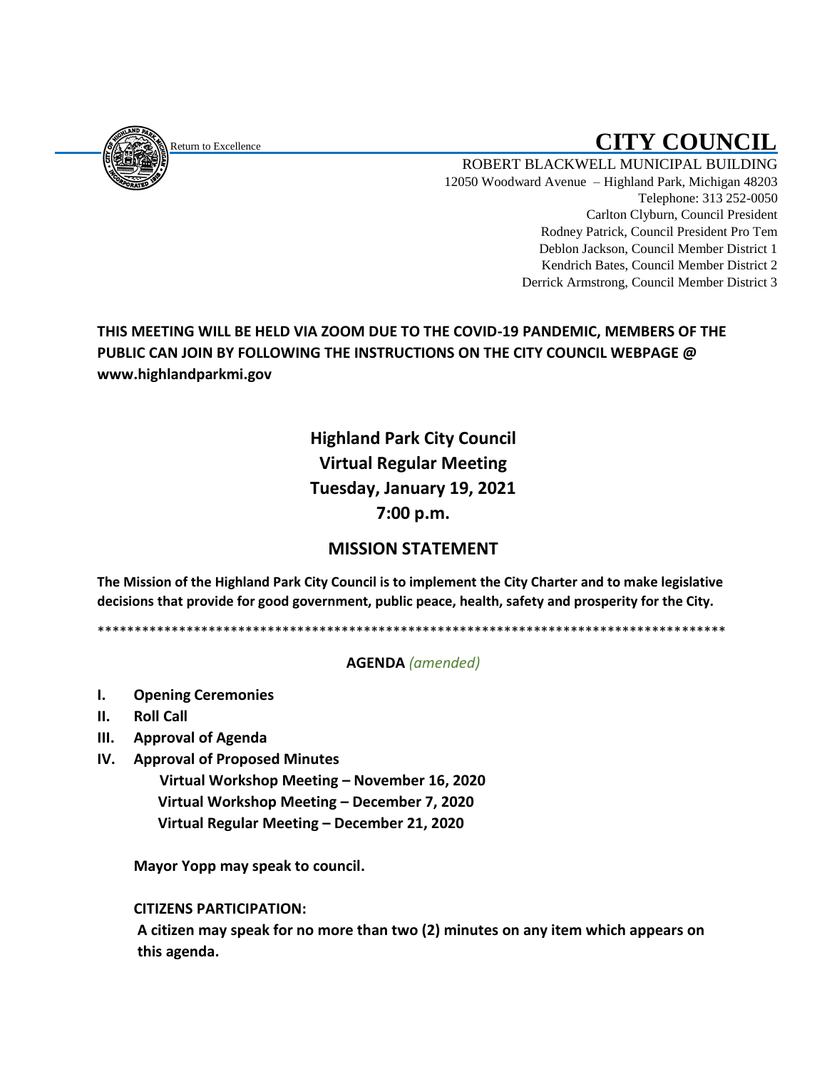Return to Excellence

# CITY COUNCIL

ROBERT BLACKWELL MUNICIPAL BUILDING
12050 Woodward Avenue – Highland Park, Michigan 48203
Telephone: 313 252-0050
Carlton Clyburn, Council President
Rodney Patrick, Council President Pro Tem
Deblon Jackson, Council Member District 1
Kendrich Bates, Council Member District 2
Derrick Armstrong, Council Member District 3

**THIS MEETING WILL BE HELD VIA ZOOM DUE TO THE COVID-19 PANDEMIC, MEMBERS OF THE PUBLIC CAN JOIN BY FOLLOWING THE INSTRUCTIONS ON THE CITY COUNCIL WEBPAGE @ www.highlandparkmi.gov**

## Highland Park City Council
## Virtual Regular Meeting
## Tuesday, January 19, 2021
## 7:00 p.m.

## MISSION STATEMENT

**The Mission of the Highland Park City Council is to implement the City Charter and to make legislative decisions that provide for good government, public peace, health, safety and prosperity for the City.**

\*\*\*\*\*\*\*\*\*\*\*\*\*\*\*\*\*\*\*\*\*\*\*\*\*\*\*\*\*\*\*\*\*\*\*\*\*\*\*\*\*\*\*\*\*\*\*\*\*\*\*\*\*\*\*\*\*\*\*\*\*\*\*\*\*\*\*\*\*\*\*\*\*\*\*\*\*\*\*\*\*\*\*\*\*\*\*\*

**AGENDA** *(amended)*

- **I. Opening Ceremonies**
- **II. Roll Call**
- **III. Approval of Agenda**
- **IV. Approval of Proposed Minutes**
  - **Virtual Workshop Meeting – November 16, 2020**
  - **Virtual Workshop Meeting – December 7, 2020**
  - **Virtual Regular Meeting – December 21, 2020**

**Mayor Yopp may speak to council.**

**CITIZENS PARTICIPATION:**

**A citizen may speak for no more than two (2) minutes on any item which appears on this agenda.**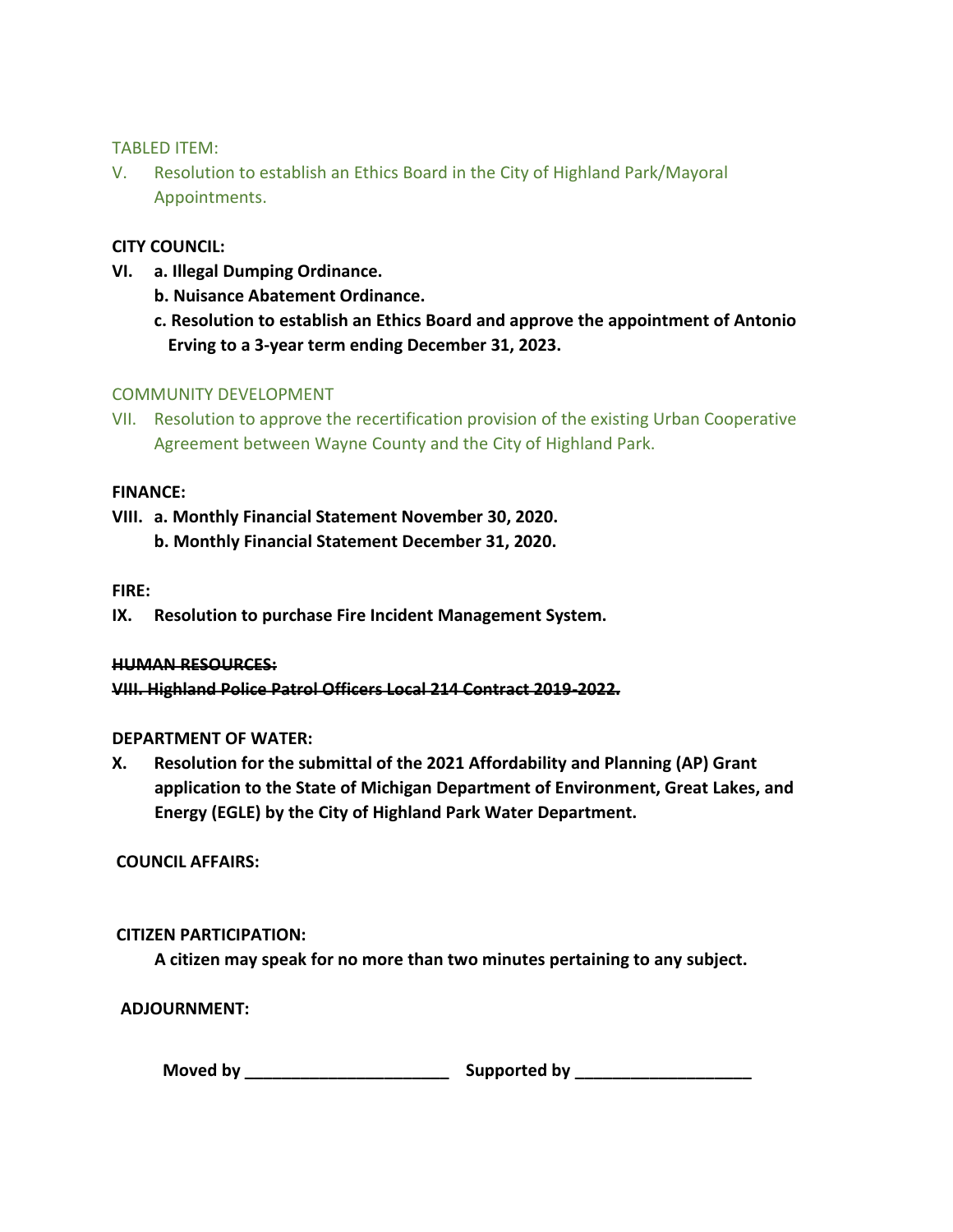TABLED ITEM:

V. Resolution to establish an Ethics Board in the City of Highland Park/Mayoral Appointments.

**CITY COUNCIL:**

**VI. a. Illegal Dumping Ordinance.**

**b. Nuisance Abatement Ordinance.**

**c. Resolution to establish an Ethics Board and approve the appointment of Antonio Erving to a 3-year term ending December 31, 2023.**

COMMUNITY DEVELOPMENT

VII. Resolution to approve the recertification provision of the existing Urban Cooperative Agreement between Wayne County and the City of Highland Park.

**FINANCE:**

**VIII. a. Monthly Financial Statement November 30, 2020.**

**b. Monthly Financial Statement December 31, 2020.**

**FIRE:**

**IX. Resolution to purchase Fire Incident Management System.**

~~**HUMAN RESOURCES:**~~

~~**VIII. Highland Police Patrol Officers Local 214 Contract 2019-2022.**~~

**DEPARTMENT OF WATER:**

**X. Resolution for the submittal of the 2021 Affordability and Planning (AP) Grant application to the State of Michigan Department of Environment, Great Lakes, and Energy (EGLE) by the City of Highland Park Water Department.**

**COUNCIL AFFAIRS:**

**CITIZEN PARTICIPATION:**

**A citizen may speak for no more than two minutes pertaining to any subject.**

**ADJOURNMENT:**

**Moved by ______________________ Supported by ___________________**